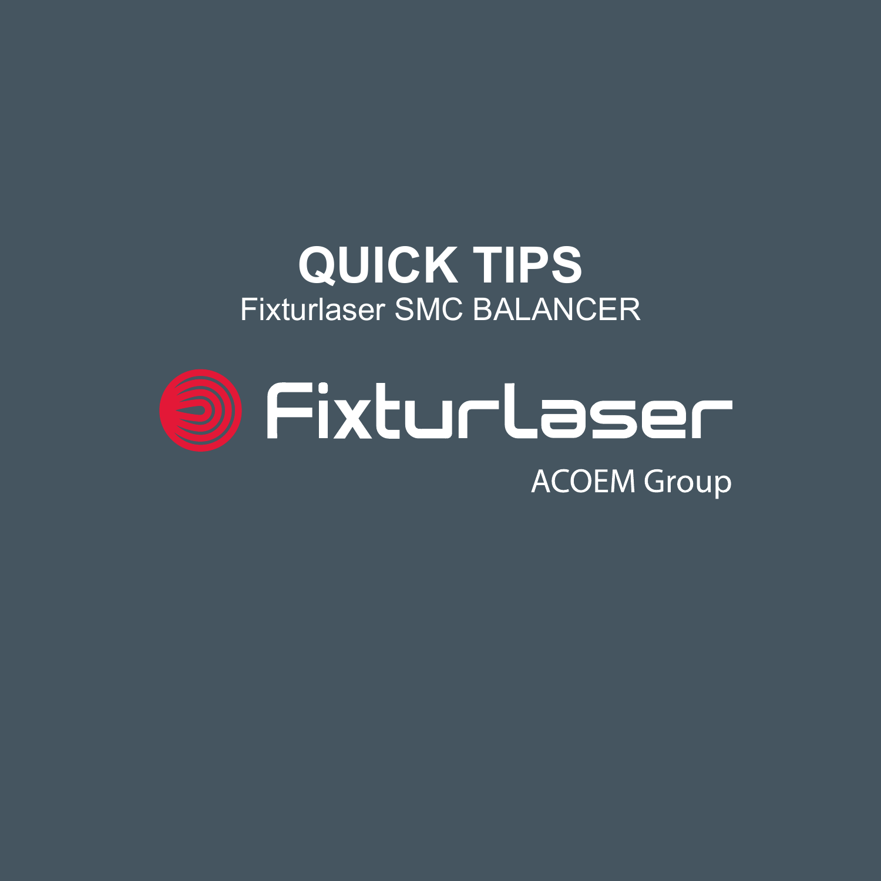# QUICK TIPS

Fixturlaser SMC BALANCER

Fixturlaser

ACOEM Group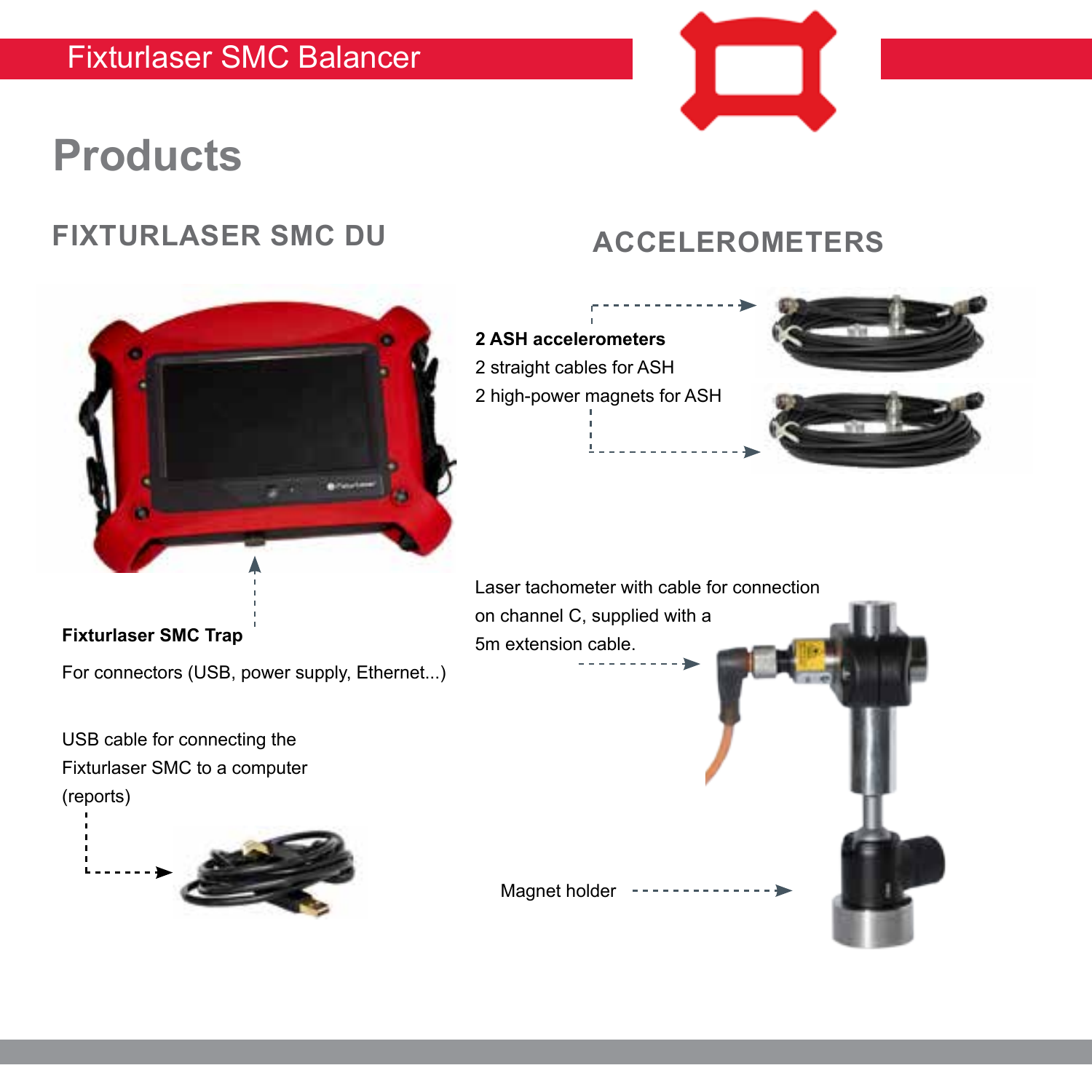# Products

## FIXTURLASER SMC DU

**Fixturlaser SMC Trap**

For connectors (USB, power supply, Ethernet...)

USB cable for connecting the Fixturlaser SMC to a computer (reports)

## ACCELEROMETERS

**2 ASH accelerometers**

2 straight cables for ASH

2 high-power magnets for ASH

Laser tachometer with cable for connection on channel C, supplied with a 5m extension cable.

Magnet holder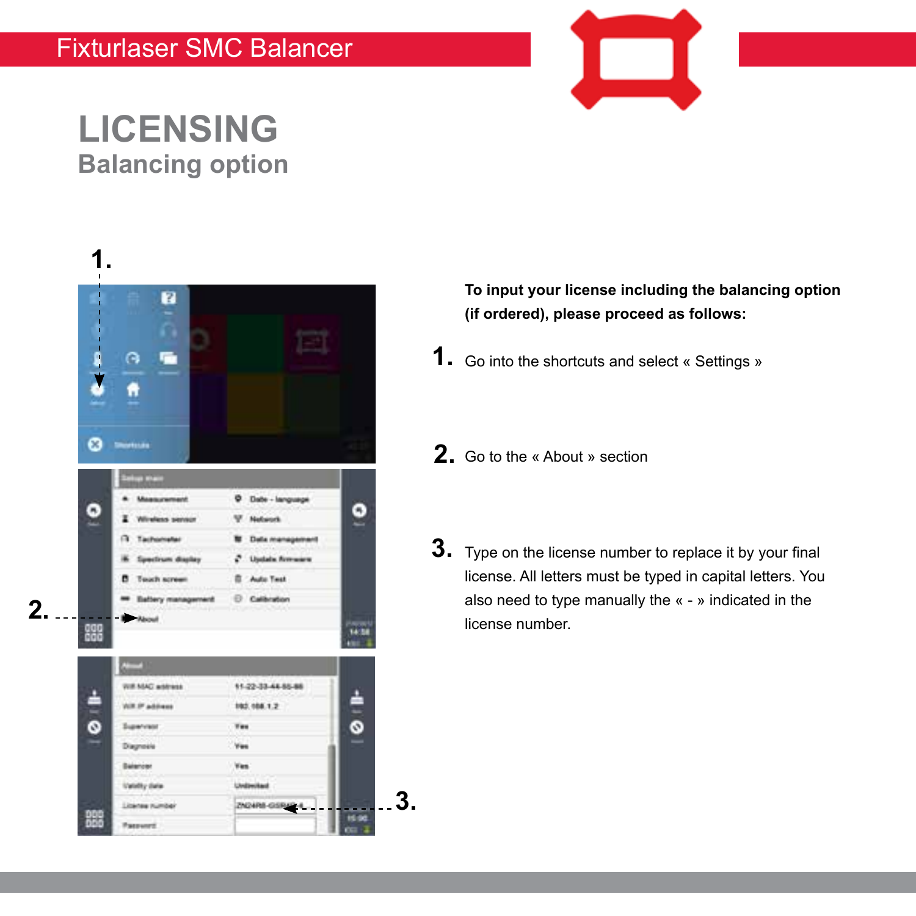# LICENSING

## Balancing option

**To input your license including the balancing option (if ordered), please proceed as follows:**

1. Go into the shortcuts and select « Settings »

2. Go to the « About » section

3. Type on the license number to replace it by your final license. All letters must be typed in capital letters. You also need to type manually the « - » indicated in the license number.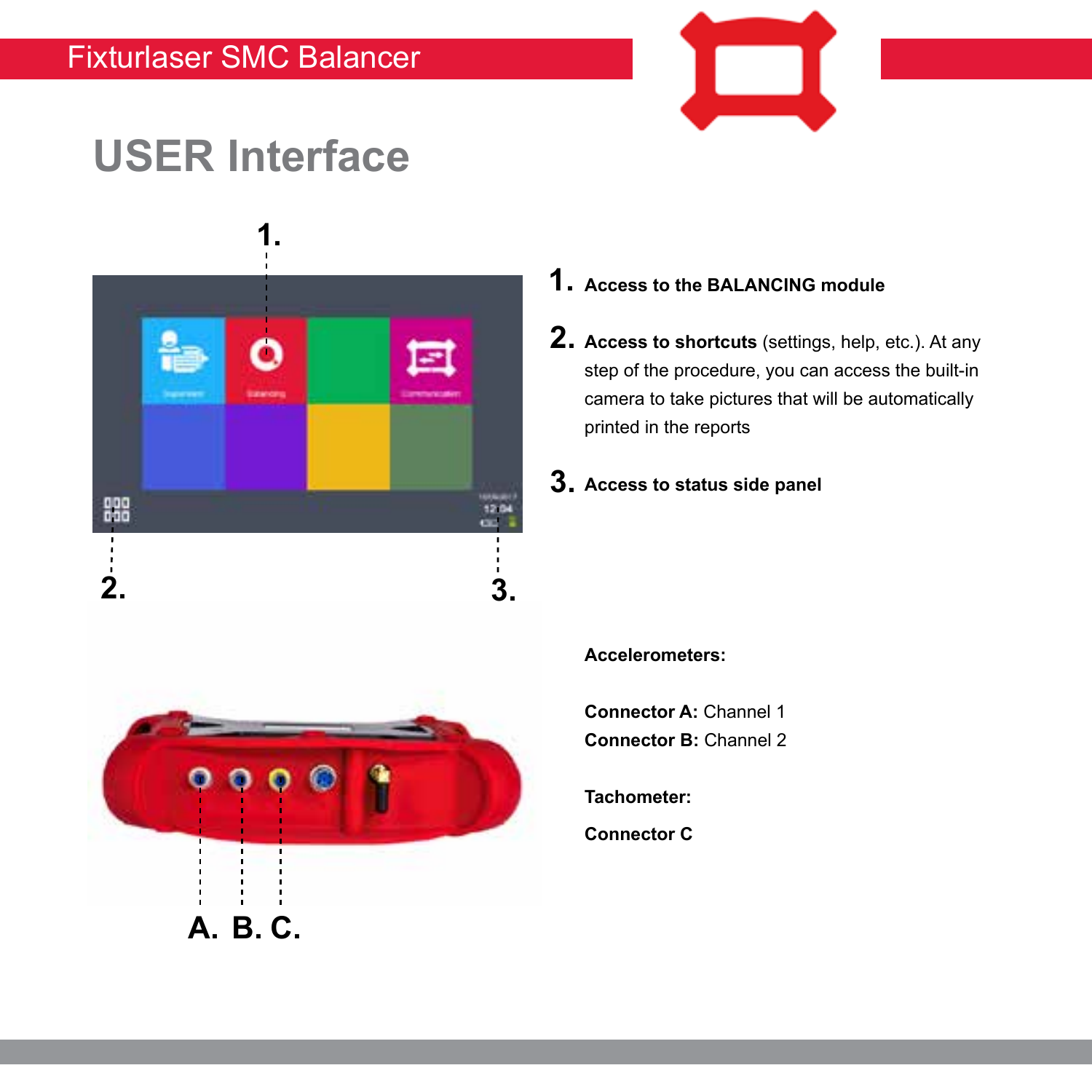# USER Interface

1. **Access to the BALANCING module**

2. **Access to shortcuts** (settings, help, etc.). At any step of the procedure, you can access the built-in camera to take pictures that will be automatically printed in the reports

3. **Access to status side panel**

**Accelerometers:**

**Connector A:** Channel 1
**Connector B:** Channel 2

**Tachometer:**

**Connector C**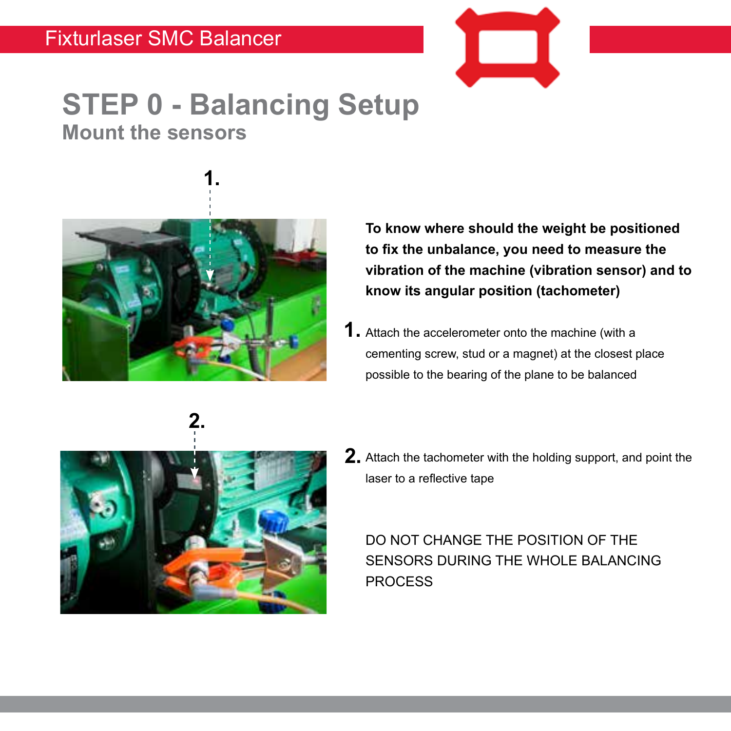# STEP 0 - Balancing Setup

## Mount the sensors

**To know where should the weight be positioned to fix the unbalance, you need to measure the vibration of the machine (vibration sensor) and to know its angular position (tachometer)**

1. Attach the accelerometer onto the machine (with a cementing screw, stud or a magnet) at the closest place possible to the bearing of the plane to be balanced

2. Attach the tachometer with the holding support, and point the laser to a reflective tape

DO NOT CHANGE THE POSITION OF THE SENSORS DURING THE WHOLE BALANCING PROCESS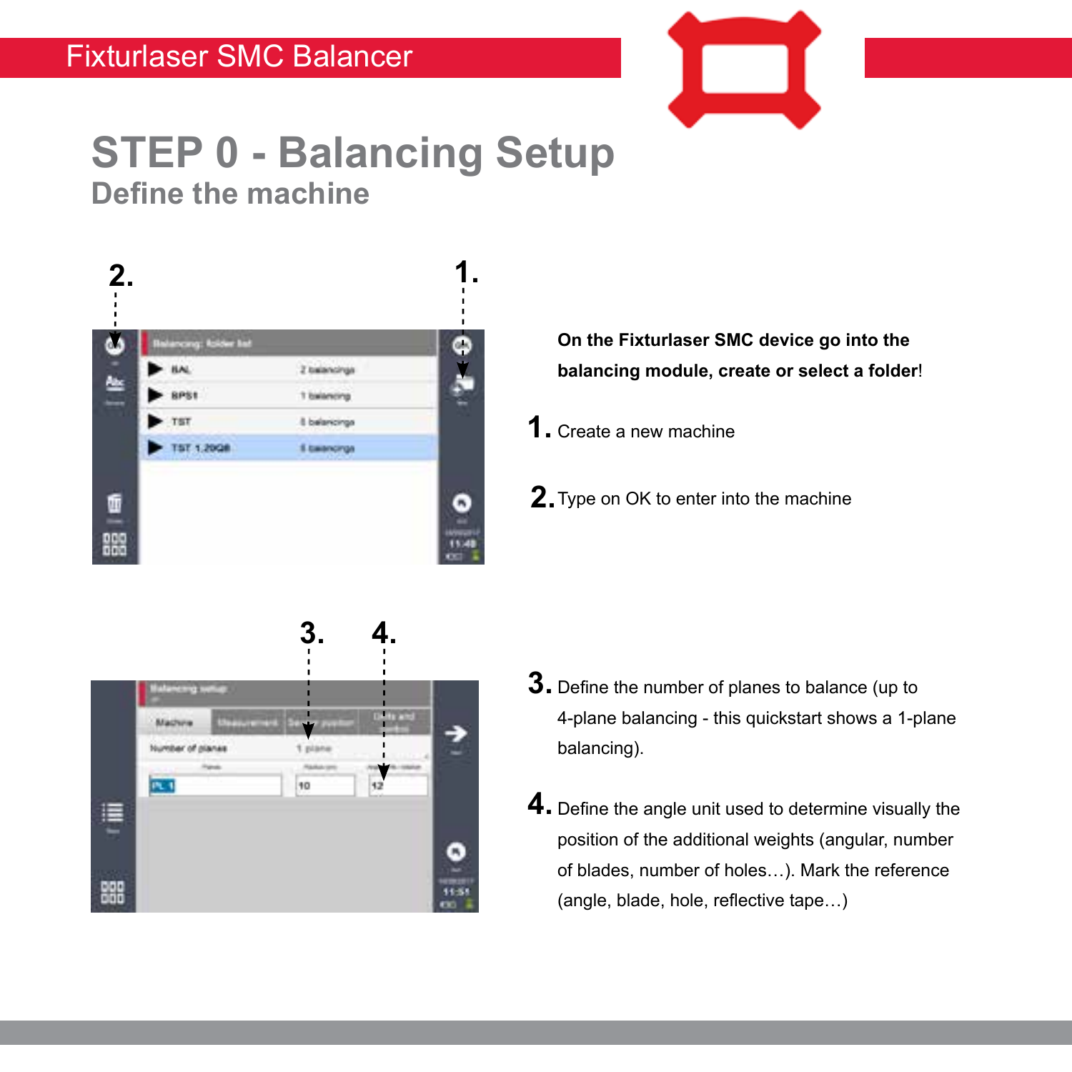# STEP 0 - Balancing Setup

## Define the machine

**On the Fixturlaser SMC device go into the balancing module, create or select a folder!**

**1.** Create a new machine

**2.** Type on OK to enter into the machine

**3.** Define the number of planes to balance (up to 4-plane balancing - this quickstart shows a 1-plane balancing).

**4.** Define the angle unit used to determine visually the position of the additional weights (angular, number of blades, number of holes…). Mark the reference (angle, blade, hole, reflective tape…)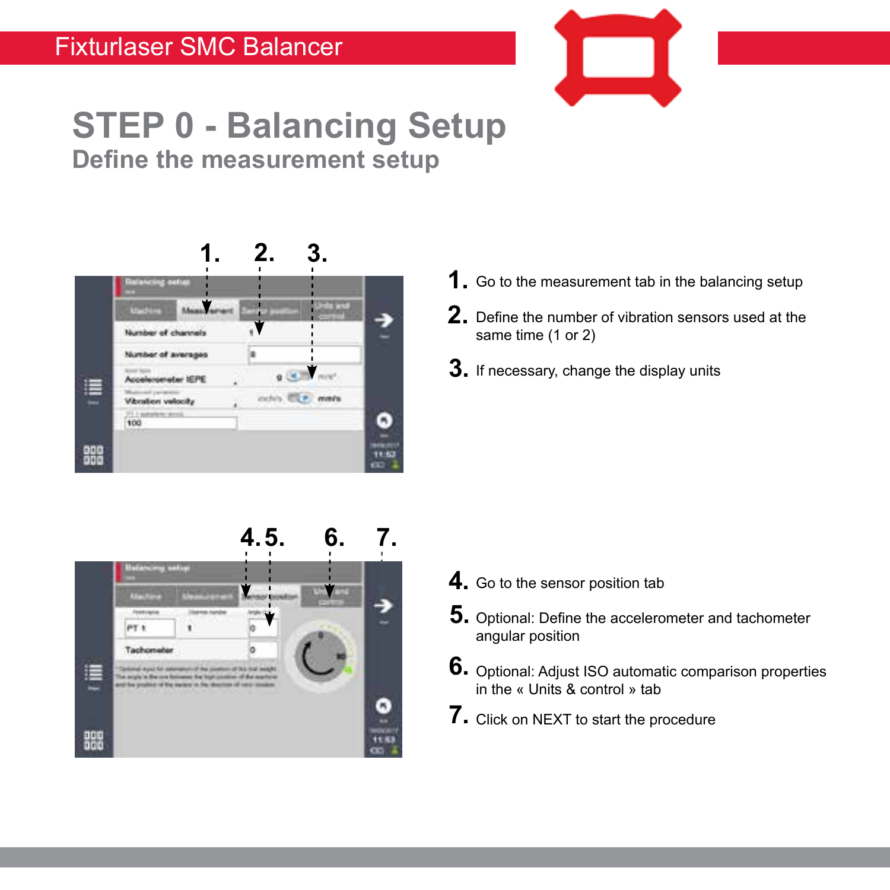# STEP 0 - Balancing Setup

## Define the measurement setup

1. Go to the measurement tab in the balancing setup
2. Define the number of vibration sensors used at the same time (1 or 2)
3. If necessary, change the display units

4. Go to the sensor position tab
5. Optional: Define the accelerometer and tachometer angular position
6. Optional: Adjust ISO automatic comparison properties in the « Units & control » tab
7. Click on NEXT to start the procedure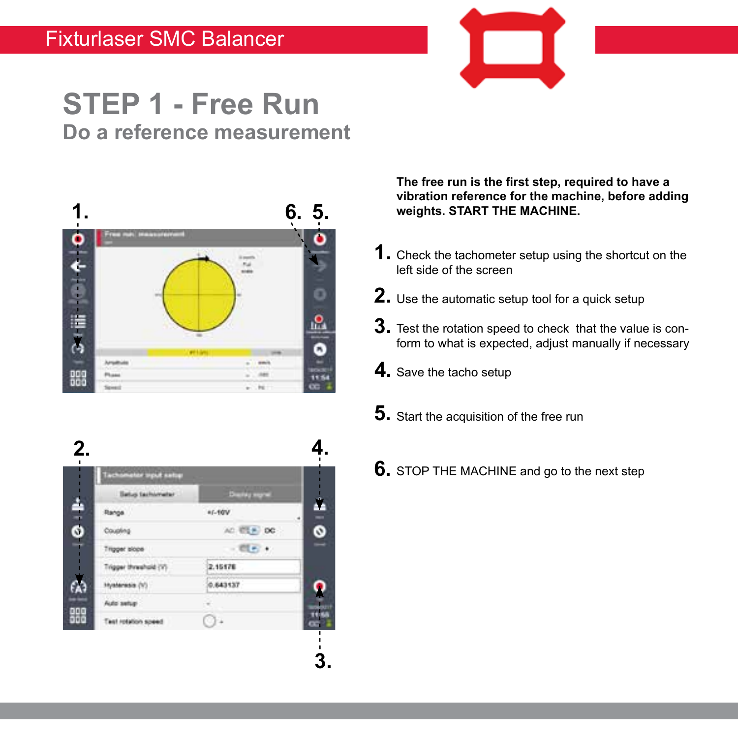# STEP 1 - Free Run

## Do a reference measurement

**The free run is the first step, required to have a vibration reference for the machine, before adding weights. START THE MACHINE.**

1. Check the tachometer setup using the shortcut on the left side of the screen
2. Use the automatic setup tool for a quick setup
3. Test the rotation speed to check that the value is conform to what is expected, adjust manually if necessary
4. Save the tacho setup
5. Start the acquisition of the free run
6. STOP THE MACHINE and go to the next step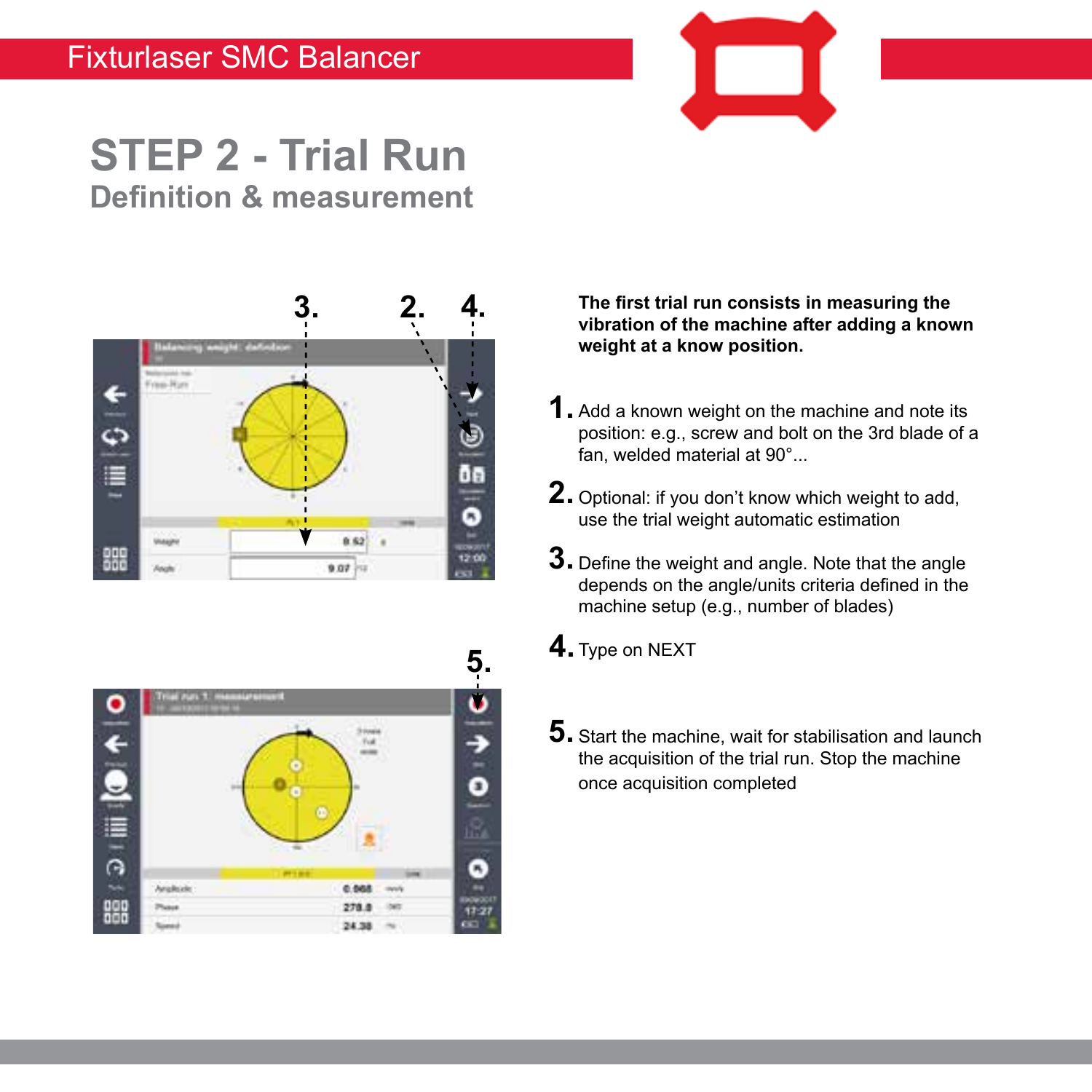# STEP 2 - Trial Run

## Definition & measurement

**The first trial run consists in measuring the vibration of the machine after adding a known weight at a know position.**

1. Add a known weight on the machine and note its position: e.g., screw and bolt on the 3rd blade of a fan, welded material at 90°...
2. Optional: if you don't know which weight to add, use the trial weight automatic estimation
3. Define the weight and angle. Note that the angle depends on the angle/units criteria defined in the machine setup (e.g., number of blades)
4. Type on NEXT
5. Start the machine, wait for stabilisation and launch the acquisition of the trial run. Stop the machine once acquisition completed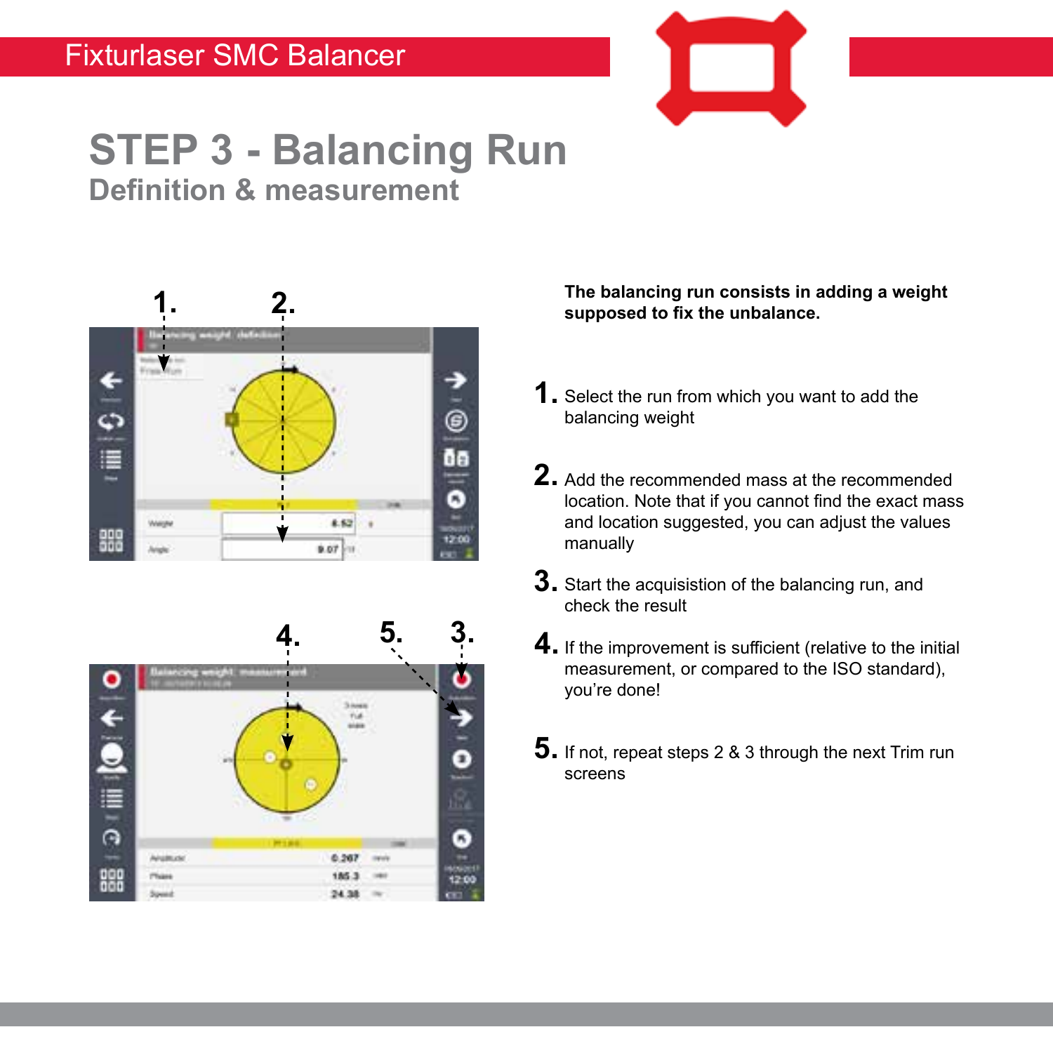# STEP 3 - Balancing Run

## Definition & measurement

**The balancing run consists in adding a weight supposed to fix the unbalance.**

1. Select the run from which you want to add the balancing weight
2. Add the recommended mass at the recommended location. Note that if you cannot find the exact mass and location suggested, you can adjust the values manually
3. Start the acquisistion of the balancing run, and check the result
4. If the improvement is sufficient (relative to the initial measurement, or compared to the ISO standard), you're done!
5. If not, repeat steps 2 & 3 through the next Trim run screens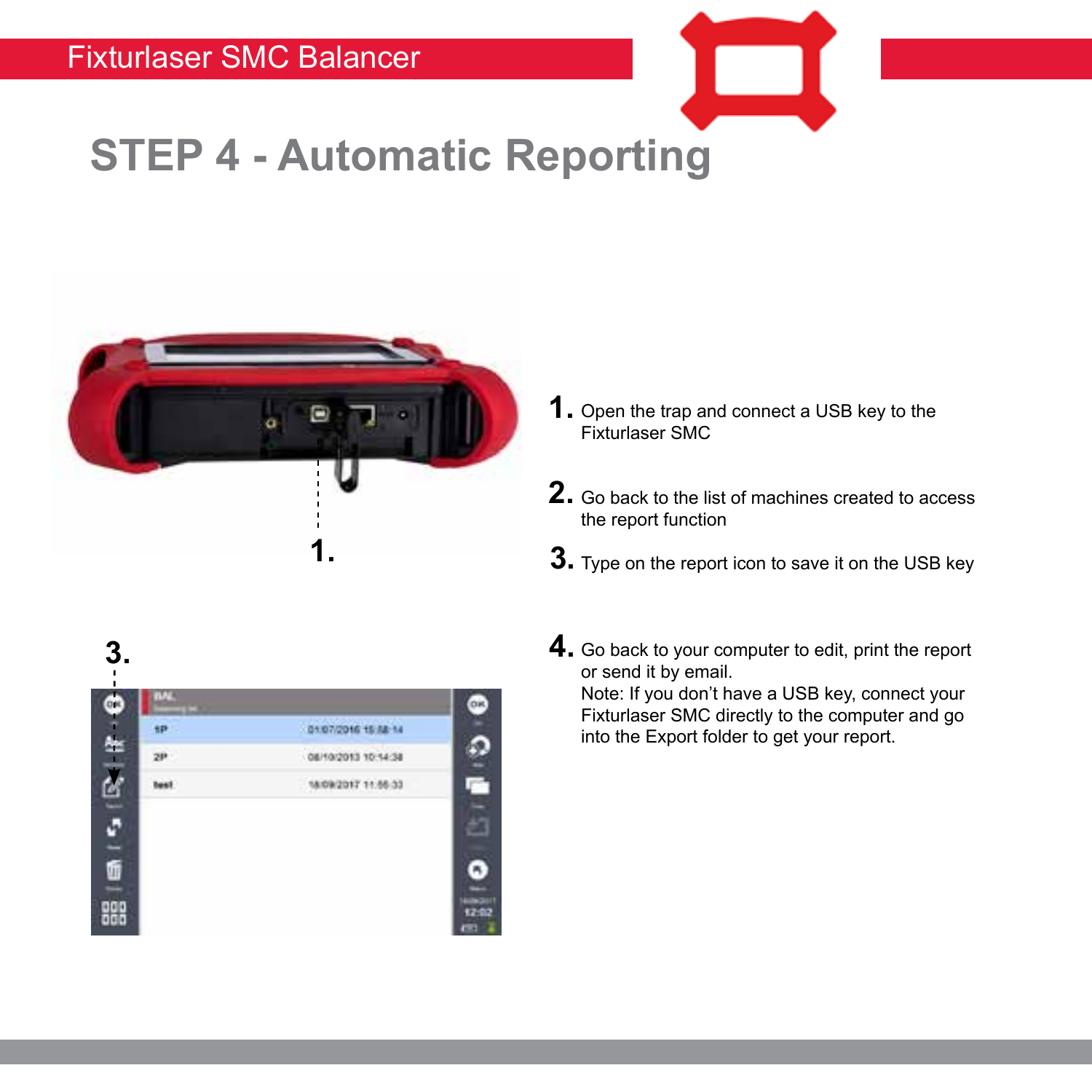# STEP 4 - Automatic Reporting

1. Open the trap and connect a USB key to the Fixturlaser SMC

2. Go back to the list of machines created to access the report function

3. Type on the report icon to save it on the USB key

4. Go back to your computer to edit, print the report or send it by email.
   Note: If you don’t have a USB key, connect your Fixturlaser SMC directly to the computer and go into the Export folder to get your report.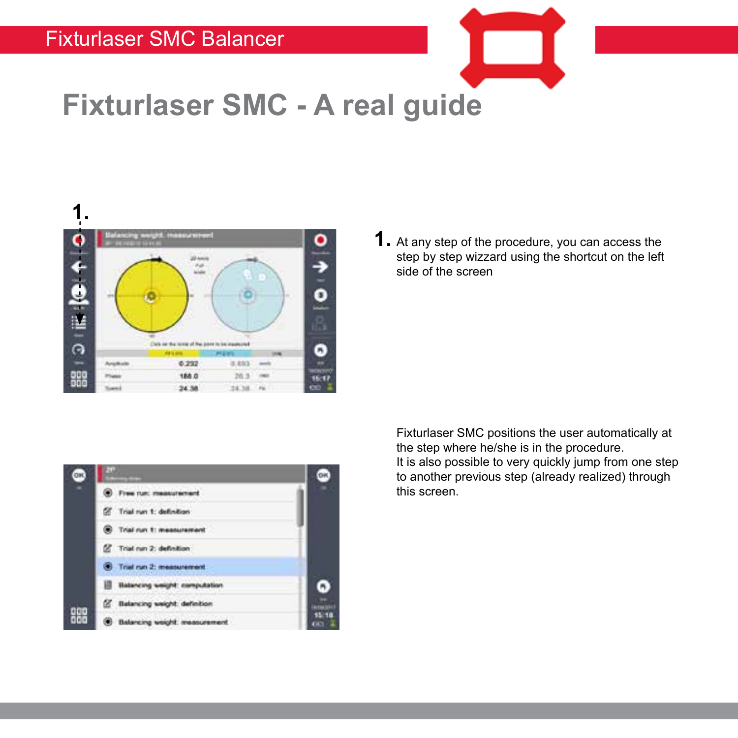# Fixturlaser SMC - A real guide

1. At any step of the procedure, you can access the step by step wizzard using the shortcut on the left side of the screen

Fixturlaser SMC positions the user automatically at the step where he/she is in the procedure.
It is also possible to very quickly jump from one step to another previous step (already realized) through this screen.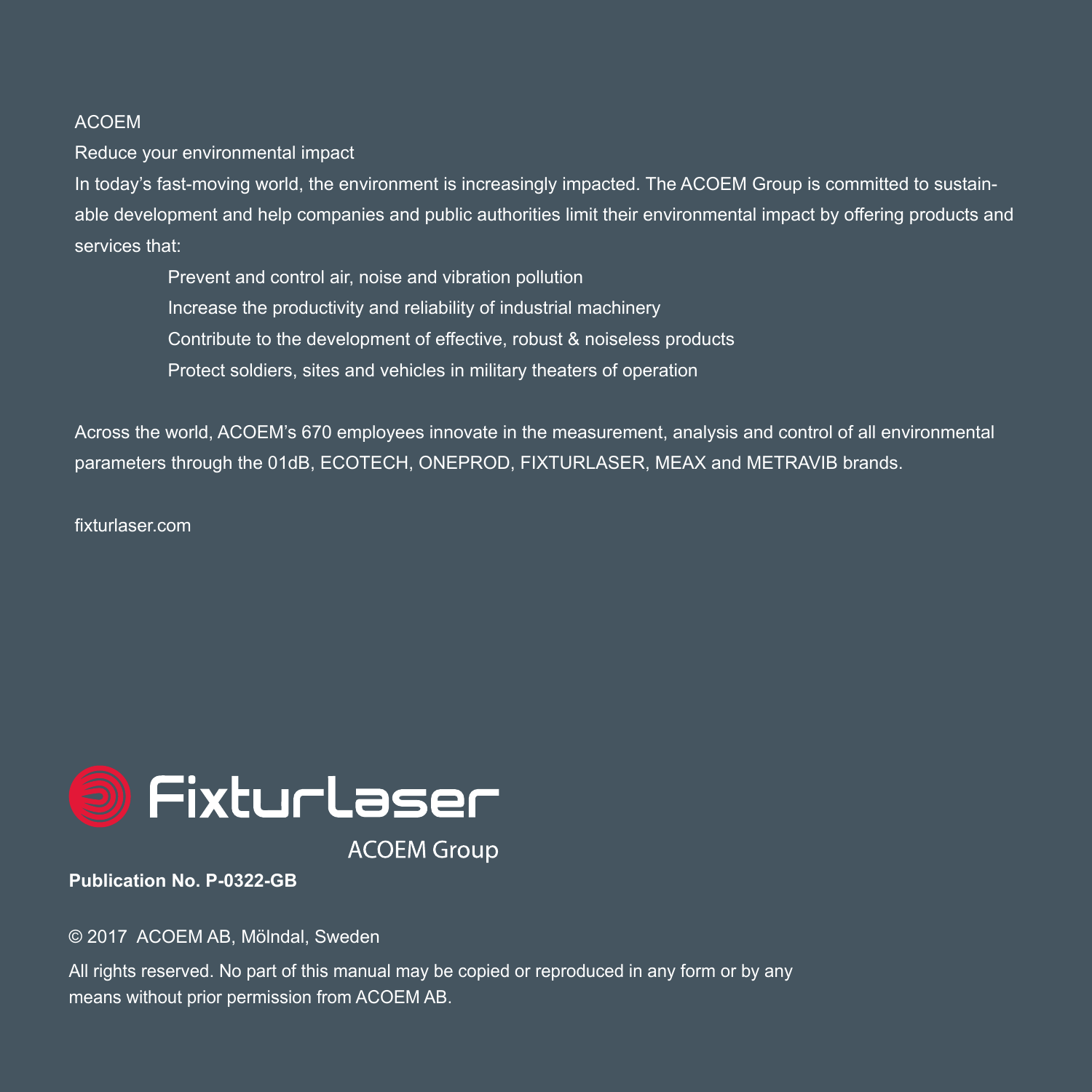ACOEM

Reduce your environmental impact

In today's fast-moving world, the environment is increasingly impacted. The ACOEM Group is committed to sustainable development and help companies and public authorities limit their environmental impact by offering products and services that:

- Prevent and control air, noise and vibration pollution
- Increase the productivity and reliability of industrial machinery
- Contribute to the development of effective, robust & noiseless products
- Protect soldiers, sites and vehicles in military theaters of operation

Across the world, ACOEM's 670 employees innovate in the measurement, analysis and control of all environmental parameters through the 01dB, ECOTECH, ONEPROD, FIXTURLASER, MEAX and METRAVIB brands.

fixturlaser.com

FixturLaser

ACOEM Group

**Publication No. P-0322-GB**

© 2017 ACOEM AB, Mölndal, Sweden

All rights reserved. No part of this manual may be copied or reproduced in any form or by any means without prior permission from ACOEM AB.